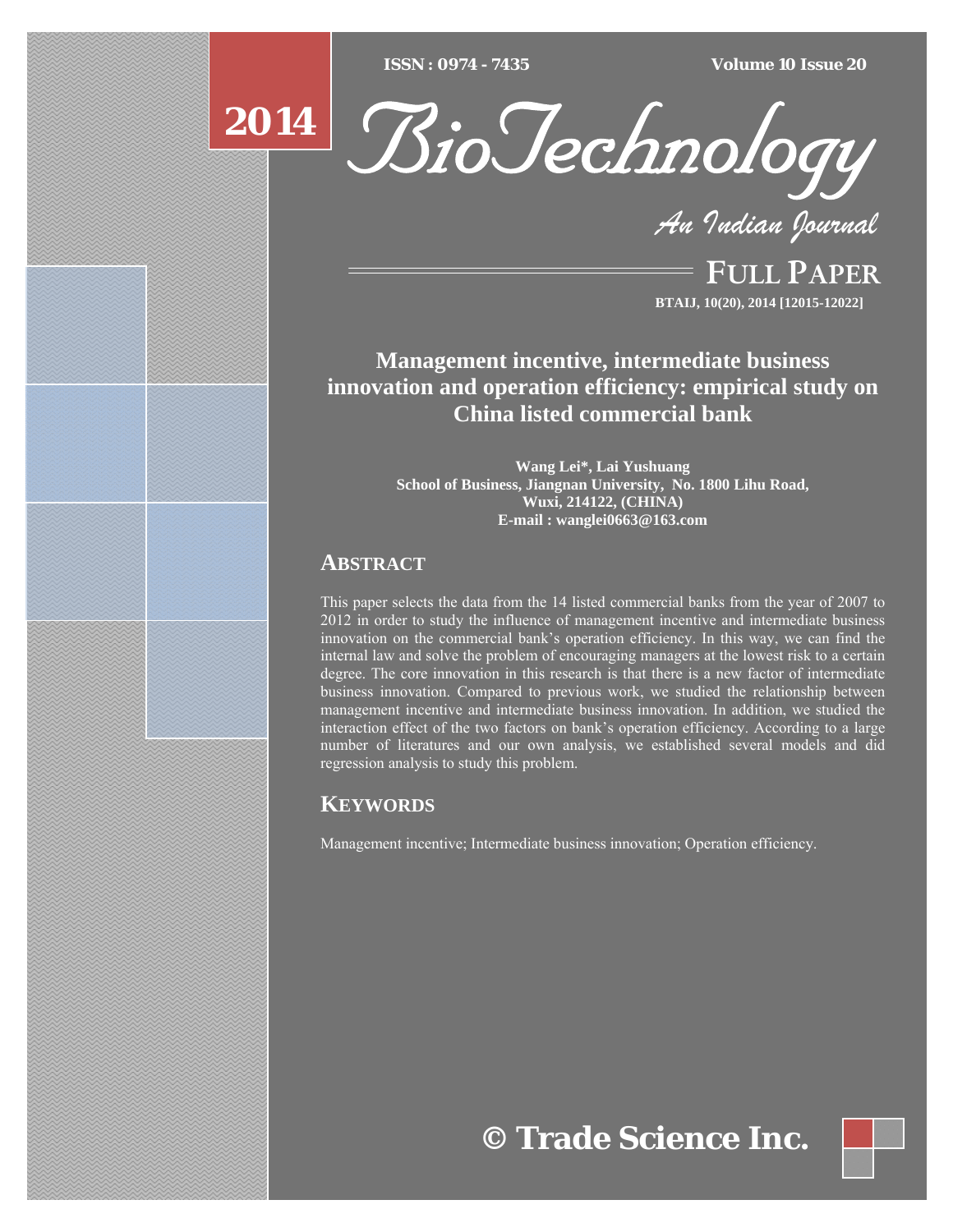# Management incentive, intermediate business innovation and operation efficiency: empirical study on China listed commercial bank

**Wang Lei\*, Lai Yushuang**
**School of Business, Jiangnan University, No. 1800 Lihu Road, Wuxi, 214122, (CHINA)**
**E-mail : wanglei0663@163.com**

## ABSTRACT

This paper selects the data from the 14 listed commercial banks from the year of 2007 to 2012 in order to study the influence of management incentive and intermediate business innovation on the commercial bank's operation efficiency. In this way, we can find the internal law and solve the problem of encouraging managers at the lowest risk to a certain degree. The core innovation in this research is that there is a new factor of intermediate business innovation. Compared to previous work, we studied the relationship between management incentive and intermediate business innovation. In addition, we studied the interaction effect of the two factors on bank's operation efficiency. According to a large number of literatures and our own analysis, we established several models and did regression analysis to study this problem.

## KEYWORDS

Management incentive; Intermediate business innovation; Operation efficiency.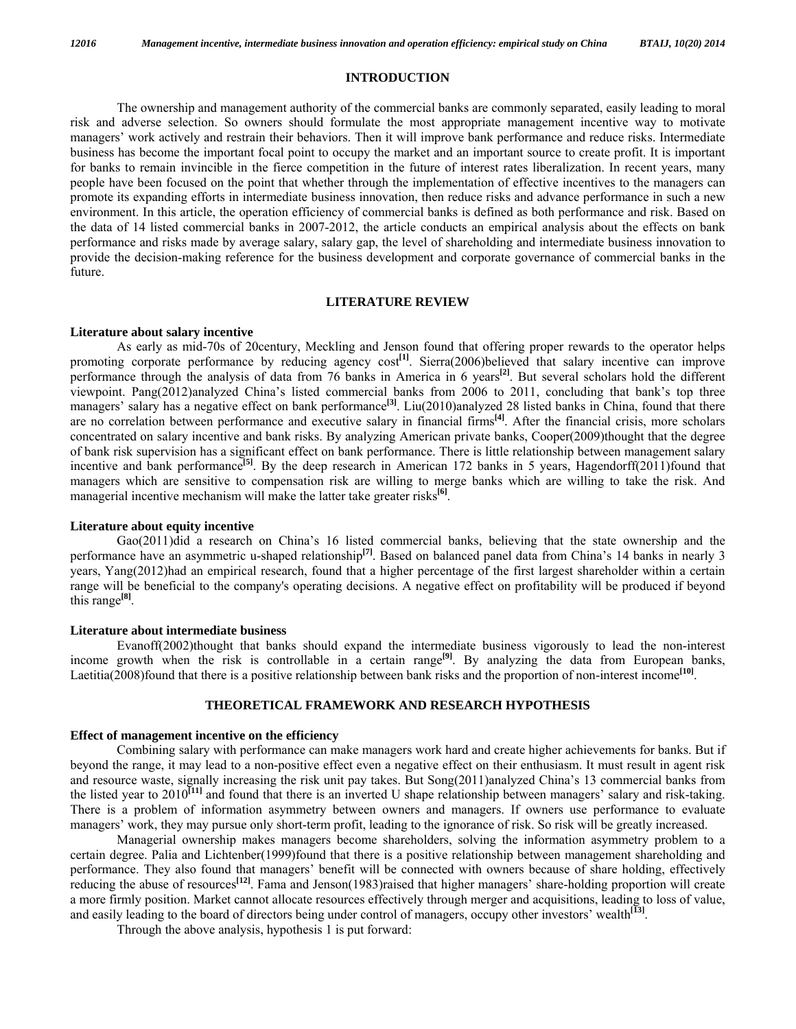## INTRODUCTION

The ownership and management authority of the commercial banks are commonly separated, easily leading to moral risk and adverse selection. So owners should formulate the most appropriate management incentive way to motivate managers' work actively and restrain their behaviors. Then it will improve bank performance and reduce risks. Intermediate business has become the important focal point to occupy the market and an important source to create profit. It is important for banks to remain invincible in the fierce competition in the future of interest rates liberalization. In recent years, many people have been focused on the point that whether through the implementation of effective incentives to the managers can promote its expanding efforts in intermediate business innovation, then reduce risks and advance performance in such a new environment. In this article, the operation efficiency of commercial banks is defined as both performance and risk. Based on the data of 14 listed commercial banks in 2007-2012, the article conducts an empirical analysis about the effects on bank performance and risks made by average salary, salary gap, the level of shareholding and intermediate business innovation to provide the decision-making reference for the business development and corporate governance of commercial banks in the future.

## LITERATURE REVIEW

### Literature about salary incentive

As early as mid-70s of 20century, Meckling and Jenson found that offering proper rewards to the operator helps promoting corporate performance by reducing agency cost[1]. Sierra(2006)believed that salary incentive can improve performance through the analysis of data from 76 banks in America in 6 years[2]. But several scholars hold the different viewpoint. Pang(2012)analyzed China's listed commercial banks from 2006 to 2011, concluding that bank's top three managers' salary has a negative effect on bank performance[3]. Liu(2010)analyzed 28 listed banks in China, found that there are no correlation between performance and executive salary in financial firms[4]. After the financial crisis, more scholars concentrated on salary incentive and bank risks. By analyzing American private banks, Cooper(2009)thought that the degree of bank risk supervision has a significant effect on bank performance. There is little relationship between management salary incentive and bank performance[5]. By the deep research in American 172 banks in 5 years, Hagendorff(2011)found that managers which are sensitive to compensation risk are willing to merge banks which are willing to take the risk. And managerial incentive mechanism will make the latter take greater risks[6].

### Literature about equity incentive

Gao(2011)did a research on China's 16 listed commercial banks, believing that the state ownership and the performance have an asymmetric u-shaped relationship[7]. Based on balanced panel data from China's 14 banks in nearly 3 years, Yang(2012)had an empirical research, found that a higher percentage of the first largest shareholder within a certain range will be beneficial to the company's operating decisions. A negative effect on profitability will be produced if beyond this range[8].

### Literature about intermediate business

Evanoff(2002)thought that banks should expand the intermediate business vigorously to lead the non-interest income growth when the risk is controllable in a certain range[9]. By analyzing the data from European banks, Laetitia(2008)found that there is a positive relationship between bank risks and the proportion of non-interest income[10].

## THEORETICAL FRAMEWORK AND RESEARCH HYPOTHESIS

### Effect of management incentive on the efficiency

Combining salary with performance can make managers work hard and create higher achievements for banks. But if beyond the range, it may lead to a non-positive effect even a negative effect on their enthusiasm. It must result in agent risk and resource waste, signally increasing the risk unit pay takes. But Song(2011)analyzed China's 13 commercial banks from the listed year to 2010[11] and found that there is an inverted U shape relationship between managers' salary and risk-taking. There is a problem of information asymmetry between owners and managers. If owners use performance to evaluate managers' work, they may pursue only short-term profit, leading to the ignorance of risk. So risk will be greatly increased.

Managerial ownership makes managers become shareholders, solving the information asymmetry problem to a certain degree. Palia and Lichtenber(1999)found that there is a positive relationship between management shareholding and performance. They also found that managers' benefit will be connected with owners because of share holding, effectively reducing the abuse of resources[12]. Fama and Jenson(1983)raised that higher managers' share-holding proportion will create a more firmly position. Market cannot allocate resources effectively through merger and acquisitions, leading to loss of value, and easily leading to the board of directors being under control of managers, occupy other investors' wealth[13].

Through the above analysis, hypothesis 1 is put forward: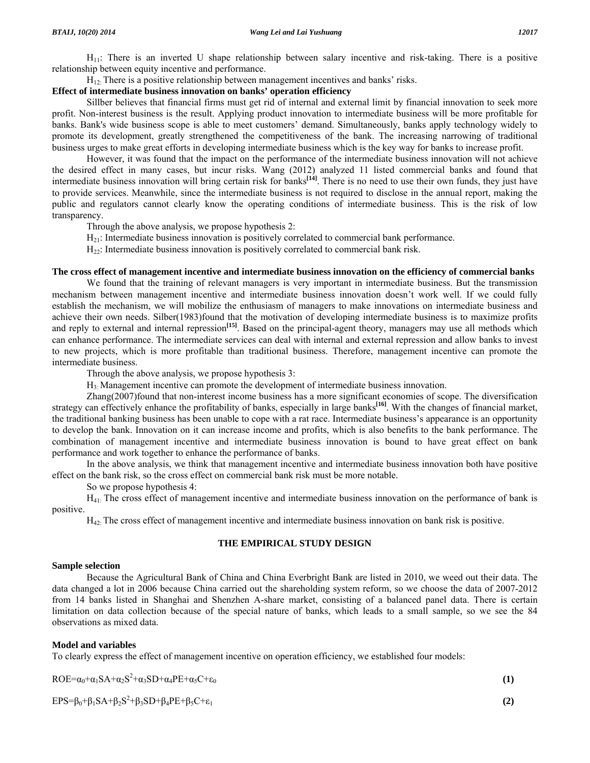$H_{11}$: There is an inverted U shape relationship between salary incentive and risk-taking. There is a positive relationship between equity incentive and performance.

$H_{12}$: There is a positive relationship between management incentives and banks' risks.

**Effect of intermediate business innovation on banks' operation efficiency**

Sillber believes that financial firms must get rid of internal and external limit by financial innovation to seek more profit. Non-interest business is the result. Applying product innovation to intermediate business will be more profitable for banks. Bank's wide business scope is able to meet customers' demand. Simultaneously, banks apply technology widely to promote its development, greatly strengthened the competitiveness of the bank. The increasing narrowing of traditional business urges to make great efforts in developing intermediate business which is the key way for banks to increase profit.

However, it was found that the impact on the performance of the intermediate business innovation will not achieve the desired effect in many cases, but incur risks. Wang (2012) analyzed 11 listed commercial banks and found that intermediate business innovation will bring certain risk for banks[14]. There is no need to use their own funds, they just have to provide services. Meanwhile, since the intermediate business is not required to disclose in the annual report, making the public and regulators cannot clearly know the operating conditions of intermediate business. This is the risk of low transparency.

Through the above analysis, we propose hypothesis 2:

$H_{21}$: Intermediate business innovation is positively correlated to commercial bank performance.

$H_{22}$: Intermediate business innovation is positively correlated to commercial bank risk.

**The cross effect of management incentive and intermediate business innovation on the efficiency of commercial banks**

We found that the training of relevant managers is very important in intermediate business. But the transmission mechanism between management incentive and intermediate business innovation doesn't work well. If we could fully establish the mechanism, we will mobilize the enthusiasm of managers to make innovations on intermediate business and achieve their own needs. Silber(1983)found that the motivation of developing intermediate business is to maximize profits and reply to external and internal repression[15]. Based on the principal-agent theory, managers may use all methods which can enhance performance. The intermediate services can deal with internal and external repression and allow banks to invest to new projects, which is more profitable than traditional business. Therefore, management incentive can promote the intermediate business.

Through the above analysis, we propose hypothesis 3:

$H_{3}$: Management incentive can promote the development of intermediate business innovation.

Zhang(2007)found that non-interest income business has a more significant economies of scope. The diversification strategy can effectively enhance the profitability of banks, especially in large banks[16]. With the changes of financial market, the traditional banking business has been unable to cope with a rat race. Intermediate business's appearance is an opportunity to develop the bank. Innovation on it can increase income and profits, which is also benefits to the bank performance. The combination of management incentive and intermediate business innovation is bound to have great effect on bank performance and work together to enhance the performance of banks.

In the above analysis, we think that management incentive and intermediate business innovation both have positive effect on the bank risk, so the cross effect on commercial bank risk must be more notable.

So we propose hypothesis 4:

$H_{41}$: The cross effect of management incentive and intermediate business innovation on the performance of bank is positive.

$H_{42}$: The cross effect of management incentive and intermediate business innovation on bank risk is positive.

## THE EMPIRICAL STUDY DESIGN

**Sample selection**

Because the Agricultural Bank of China and China Everbright Bank are listed in 2010, we weed out their data. The data changed a lot in 2006 because China carried out the shareholding system reform, so we choose the data of 2007-2012 from 14 banks listed in Shanghai and Shenzhen A-share market, consisting of a balanced panel data. There is certain limitation on data collection because of the special nature of banks, which leads to a small sample, so we see the 84 observations as mixed data.

**Model and variables**

To clearly express the effect of management incentive on operation efficiency, we established four models:

$$ROE=\alpha_0+\alpha_1 SA+\alpha_2 S^2+\alpha_3 SD+\alpha_4 PE+\alpha_5 C+\varepsilon_0 \quad \textbf{(1)}$$

$$EPS=\beta_0+\beta_1 SA+\beta_2 S^2+\beta_3 SD+\beta_4 PE+\beta_5 C+\varepsilon_1 \quad \textbf{(2)}$$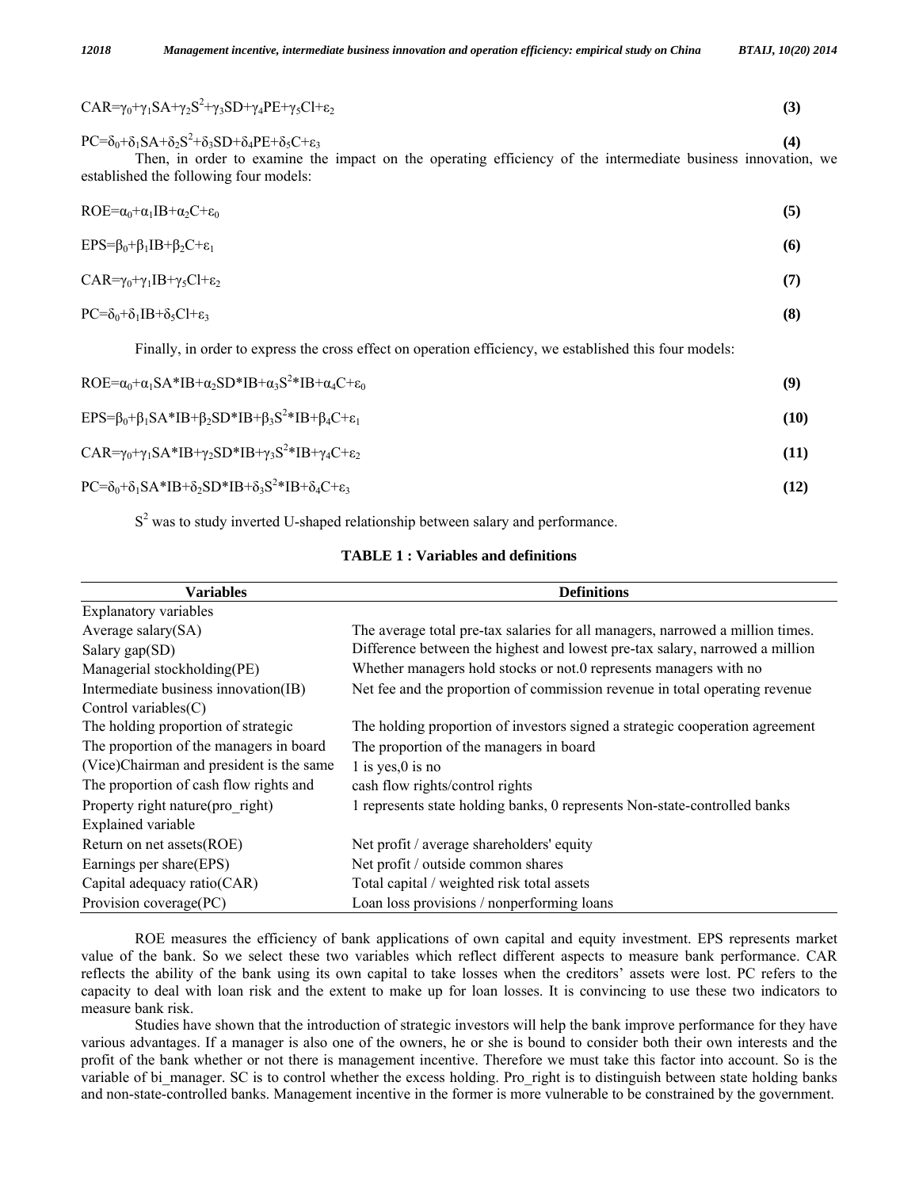$$CAR=\gamma_0+\gamma_1SA+\gamma_2S^2+\gamma_3SD+\gamma_4PE+\gamma_5Cl+\varepsilon_2 \quad (3)$$

$$PC=\delta_0+\delta_1SA+\delta_2S^2+\delta_3SD+\delta_4PE+\delta_5C+\varepsilon_3 \quad (4)$$

Then, in order to examine the impact on the operating efficiency of the intermediate business innovation, we established the following four models:

$$ROE=\alpha_0+\alpha_1IB+\alpha_2C+\varepsilon_0 \quad (5)$$

$$EPS=\beta_0+\beta_1IB+\beta_2C+\varepsilon_1 \quad (6)$$

$$CAR=\gamma_0+\gamma_1IB+\gamma_5Cl+\varepsilon_2 \quad (7)$$

$$PC=\delta_0+\delta_1IB+\delta_5Cl+\varepsilon_3 \quad (8)$$

Finally, in order to express the cross effect on operation efficiency, we established this four models:

$$ROE=\alpha_0+\alpha_1SA*IB+\alpha_2SD*IB+\alpha_3S^2*IB+\alpha_4C+\varepsilon_0 \quad (9)$$

$$EPS=\beta_0+\beta_1SA*IB+\beta_2SD*IB+\beta_3S^2*IB+\beta_4C+\varepsilon_1 \quad (10)$$

$$CAR=\gamma_0+\gamma_1SA*IB+\gamma_2SD*IB+\gamma_3S^2*IB+\gamma_4C+\varepsilon_2 \quad (11)$$

$$PC=\delta_0+\delta_1SA*IB+\delta_2SD*IB+\delta_3S^2*IB+\delta_4C+\varepsilon_3 \quad (12)$$

$S^2$ was to study inverted U-shaped relationship between salary and performance.

**TABLE 1 : Variables and definitions**

| Variables | Definitions |
|---|---|
| Explanatory variables | |
| Average salary(SA) | The average total pre-tax salaries for all managers, narrowed a million times. |
| Salary gap(SD) | Difference between the highest and lowest pre-tax salary, narrowed a million |
| Managerial stockholding(PE) | Whether managers hold stocks or not.0 represents managers with no |
| Intermediate business innovation(IB) | Net fee and the proportion of commission revenue in total operating revenue |
| Control variables(C) | |
| The holding proportion of strategic | The holding proportion of investors signed a strategic cooperation agreement |
| The proportion of the managers in board | The proportion of the managers in board |
| (Vice)Chairman and president is the same | 1 is yes,0 is no |
| The proportion of cash flow rights and | cash flow rights/control rights |
| Property right nature(pro_right) | 1 represents state holding banks, 0 represents Non-state-controlled banks |
| Explained variable | |
| Return on net assets(ROE) | Net profit / average shareholders' equity |
| Earnings per share(EPS) | Net profit / outside common shares |
| Capital adequacy ratio(CAR) | Total capital / weighted risk total assets |
| Provision coverage(PC) | Loan loss provisions / nonperforming loans |

ROE measures the efficiency of bank applications of own capital and equity investment. EPS represents market value of the bank. So we select these two variables which reflect different aspects to measure bank performance. CAR reflects the ability of the bank using its own capital to take losses when the creditors' assets were lost. PC refers to the capacity to deal with loan risk and the extent to make up for loan losses. It is convincing to use these two indicators to measure bank risk.

Studies have shown that the introduction of strategic investors will help the bank improve performance for they have various advantages. If a manager is also one of the owners, he or she is bound to consider both their own interests and the profit of the bank whether or not there is management incentive. Therefore we must take this factor into account. So is the variable of bi_manager. SC is to control whether the excess holding. Pro_right is to distinguish between state holding banks and non-state-controlled banks. Management incentive in the former is more vulnerable to be constrained by the government.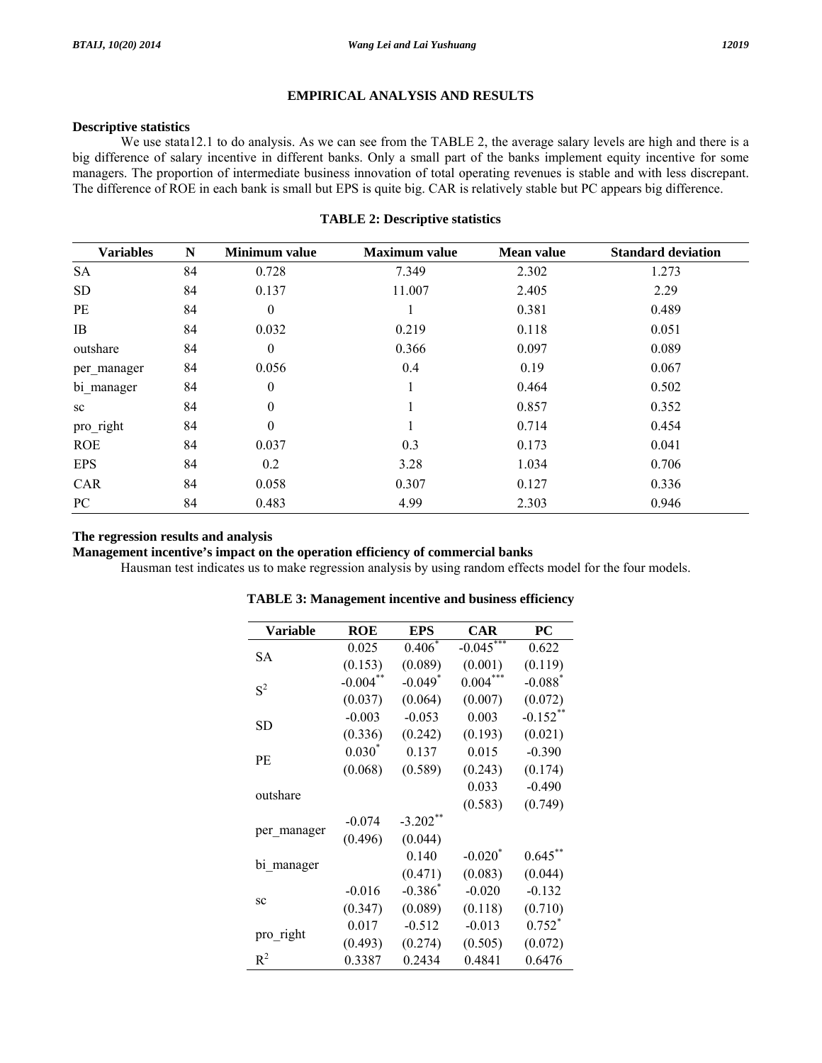## EMPIRICAL ANALYSIS AND RESULTS

### Descriptive statistics

We use stata12.1 to do analysis. As we can see from the TABLE 2, the average salary levels are high and there is a big difference of salary incentive in different banks. Only a small part of the banks implement equity incentive for some managers. The proportion of intermediate business innovation of total operating revenues is stable and with less discrepant. The difference of ROE in each bank is small but EPS is quite big. CAR is relatively stable but PC appears big difference.

**TABLE 2: Descriptive statistics**

| Variables | N | Minimum value | Maximum value | Mean value | Standard deviation |
|---|---|---|---|---|---|
| SA | 84 | 0.728 | 7.349 | 2.302 | 1.273 |
| SD | 84 | 0.137 | 11.007 | 2.405 | 2.29 |
| PE | 84 | 0 | 1 | 0.381 | 0.489 |
| IB | 84 | 0.032 | 0.219 | 0.118 | 0.051 |
| outshare | 84 | 0 | 0.366 | 0.097 | 0.089 |
| per_manager | 84 | 0.056 | 0.4 | 0.19 | 0.067 |
| bi_manager | 84 | 0 | 1 | 0.464 | 0.502 |
| sc | 84 | 0 | 1 | 0.857 | 0.352 |
| pro_right | 84 | 0 | 1 | 0.714 | 0.454 |
| ROE | 84 | 0.037 | 0.3 | 0.173 | 0.041 |
| EPS | 84 | 0.2 | 3.28 | 1.034 | 0.706 |
| CAR | 84 | 0.058 | 0.307 | 0.127 | 0.336 |
| PC | 84 | 0.483 | 4.99 | 2.303 | 0.946 |

### The regression results and analysis

#### Management incentive's impact on the operation efficiency of commercial banks

Hausman test indicates us to make regression analysis by using random effects model for the four models.

**TABLE 3: Management incentive and business efficiency**

| Variable | ROE | EPS | CAR | PC |
|---|---|---|---|---|
| SA | 0.025 | $0.406^{*}$ | $-0.045^{***}$ | 0.622 |
| | (0.153) | (0.089) | (0.001) | (0.119) |
| $S^2$ | $-0.004^{**}$ | $-0.049^{*}$ | $0.004^{***}$ | $-0.088^{*}$ |
| | (0.037) | (0.064) | (0.007) | (0.072) |
| SD | -0.003 | -0.053 | 0.003 | $-0.152^{**}$ |
| | (0.336) | (0.242) | (0.193) | (0.021) |
| PE | $0.030^{*}$ | 0.137 | 0.015 | -0.390 |
| | (0.068) | (0.589) | (0.243) | (0.174) |
| outshare | | | 0.033 | -0.490 |
| | | | (0.583) | (0.749) |
| per_manager | -0.074 | $-3.202^{**}$ | | |
| | (0.496) | (0.044) | | |
| bi_manager | | 0.140 | $-0.020^{*}$ | $0.645^{**}$ |
| | | (0.471) | (0.083) | (0.044) |
| sc | -0.016 | $-0.386^{*}$ | -0.020 | -0.132 |
| | (0.347) | (0.089) | (0.118) | (0.710) |
| pro_right | 0.017 | -0.512 | -0.013 | $0.752^{*}$ |
| | (0.493) | (0.274) | (0.505) | (0.072) |
| $R^2$ | 0.3387 | 0.2434 | 0.4841 | 0.6476 |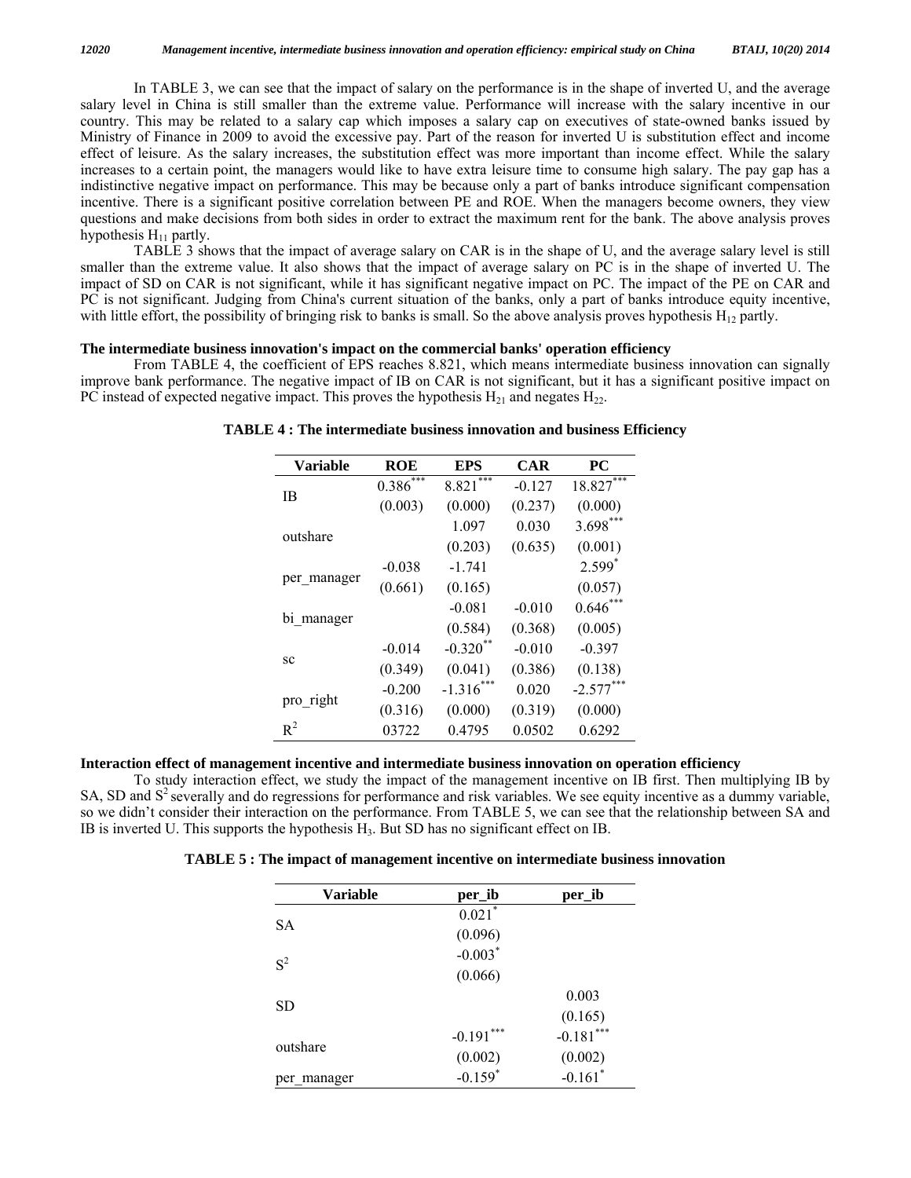In TABLE 3, we can see that the impact of salary on the performance is in the shape of inverted U, and the average salary level in China is still smaller than the extreme value. Performance will increase with the salary incentive in our country. This may be related to a salary cap which imposes a salary cap on executives of state-owned banks issued by Ministry of Finance in 2009 to avoid the excessive pay. Part of the reason for inverted U is substitution effect and income effect of leisure. As the salary increases, the substitution effect was more important than income effect. While the salary increases to a certain point, the managers would like to have extra leisure time to consume high salary. The pay gap has a indistinctive negative impact on performance. This may be because only a part of banks introduce significant compensation incentive. There is a significant positive correlation between PE and ROE. When the managers become owners, they view questions and make decisions from both sides in order to extract the maximum rent for the bank. The above analysis proves hypothesis $H_{11}$ partly.

TABLE 3 shows that the impact of average salary on CAR is in the shape of U, and the average salary level is still smaller than the extreme value. It also shows that the impact of average salary on PC is in the shape of inverted U. The impact of SD on CAR is not significant, while it has significant negative impact on PC. The impact of the PE on CAR and PC is not significant. Judging from China's current situation of the banks, only a part of banks introduce equity incentive, with little effort, the possibility of bringing risk to banks is small. So the above analysis proves hypothesis $H_{12}$ partly.

**The intermediate business innovation's impact on the commercial banks' operation efficiency**

From TABLE 4, the coefficient of EPS reaches 8.821, which means intermediate business innovation can signally improve bank performance. The negative impact of IB on CAR is not significant, but it has a significant positive impact on PC instead of expected negative impact. This proves the hypothesis $H_{21}$ and negates $H_{22}$.

**TABLE 4 : The intermediate business innovation and business Efficiency**

| Variable | ROE | EPS | CAR | PC |
|---|---|---|---|---|
| IB | 0.386*** | 8.821*** | -0.127 | 18.827*** |
| | (0.003) | (0.000) | (0.237) | (0.000) |
| outshare | | 1.097 | 0.030 | 3.698*** |
| | | (0.203) | (0.635) | (0.001) |
| per_manager | -0.038 | -1.741 | | 2.599* |
| | (0.661) | (0.165) | | (0.057) |
| bi_manager | | -0.081 | -0.010 | 0.646*** |
| | | (0.584) | (0.368) | (0.005) |
| sc | -0.014 | -0.320** | -0.010 | -0.397 |
| | (0.349) | (0.041) | (0.386) | (0.138) |
| pro_right | -0.200 | -1.316*** | 0.020 | -2.577*** |
| | (0.316) | (0.000) | (0.319) | (0.000) |
| $R^2$ | 03722 | 0.4795 | 0.0502 | 0.6292 |

**Interaction effect of management incentive and intermediate business innovation on operation efficiency**

To study interaction effect, we study the impact of the management incentive on IB first. Then multiplying IB by SA, SD and $S^2$ severally and do regressions for performance and risk variables. We see equity incentive as a dummy variable, so we didn't consider their interaction on the performance. From TABLE 5, we can see that the relationship between SA and IB is inverted U. This supports the hypothesis $H_3$. But SD has no significant effect on IB.

**TABLE 5 : The impact of management incentive on intermediate business innovation**

| Variable | per_ib | per_ib |
|---|---|---|
| SA | 0.021* | |
| | (0.096) | |
| $S^2$ | -0.003* | |
| | (0.066) | |
| SD | | 0.003 |
| | | (0.165) |
| outshare | -0.191*** | -0.181*** |
| | (0.002) | (0.002) |
| per_manager | -0.159* | -0.161* |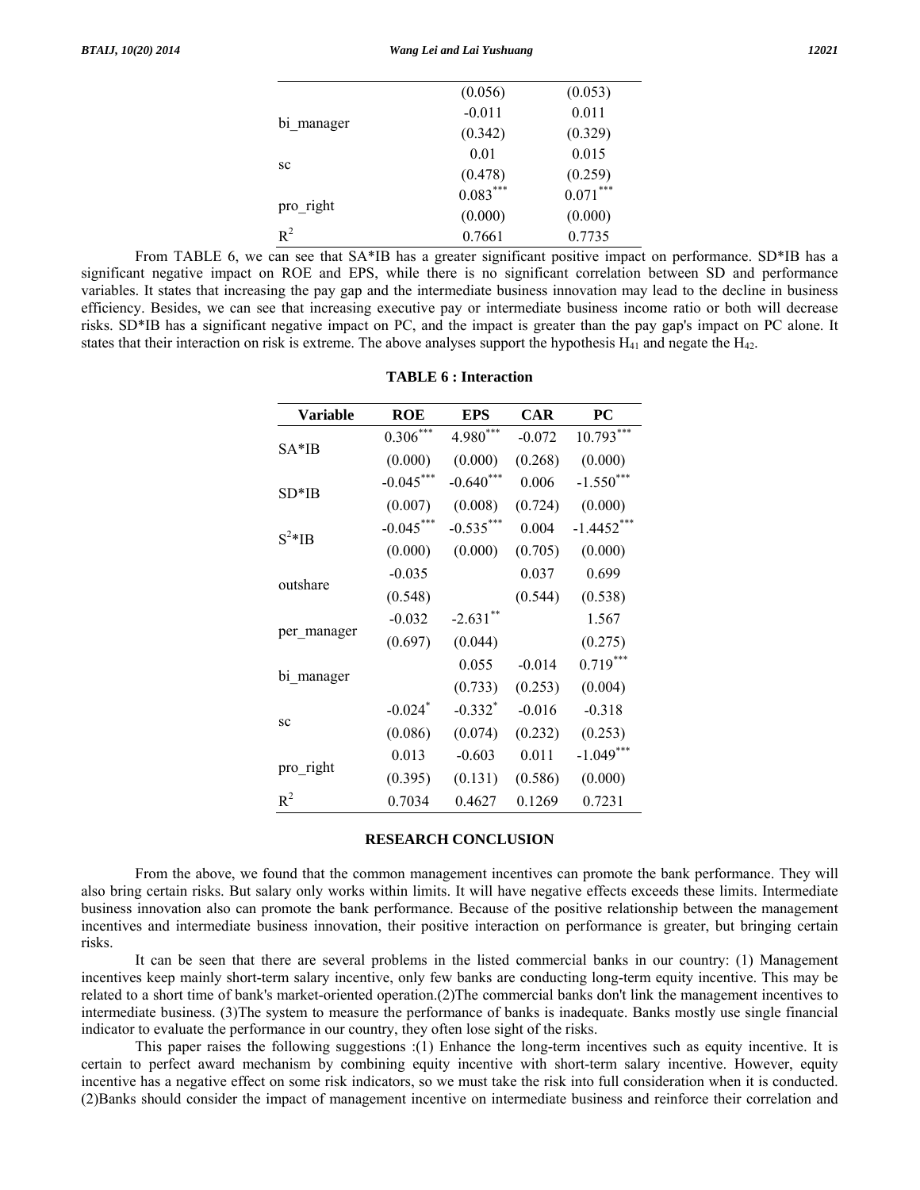| | | |
|---|---|---|
| | (0.056) | (0.053) |
| bi_manager | -0.011 | 0.011 |
| | (0.342) | (0.329) |
| sc | 0.01 | 0.015 |
| | (0.478) | (0.259) |
| pro_right | $0.083^{***}$ | $0.071^{***}$ |
| | (0.000) | (0.000) |
| $R^2$ | 0.7661 | 0.7735 |

From TABLE 6, we can see that SA*IB has a greater significant positive impact on performance. SD*IB has a significant negative impact on ROE and EPS, while there is no significant correlation between SD and performance variables. It states that increasing the pay gap and the intermediate business innovation may lead to the decline in business efficiency. Besides, we can see that increasing executive pay or intermediate business income ratio or both will decrease risks. SD*IB has a significant negative impact on PC, and the impact is greater than the pay gap's impact on PC alone. It states that their interaction on risk is extreme. The above analyses support the hypothesis $H_{41}$ and negate the $H_{42}$.

**TABLE 6 : Interaction**

| Variable | ROE | EPS | CAR | PC |
|---|---|---|---|---|
| SA*IB | $0.306^{***}$ | $4.980^{***}$ | -0.072 | $10.793^{***}$ |
| | (0.000) | (0.000) | (0.268) | (0.000) |
| SD*IB | $-0.045^{***}$ | $-0.640^{***}$ | 0.006 | $-1.550^{***}$ |
| | (0.007) | (0.008) | (0.724) | (0.000) |
| $S^2$*IB | $-0.045^{***}$ | $-0.535^{***}$ | 0.004 | $-1.4452^{***}$ |
| | (0.000) | (0.000) | (0.705) | (0.000) |
| outshare | -0.035 | | 0.037 | 0.699 |
| | (0.548) | | (0.544) | (0.538) |
| per_manager | -0.032 | $-2.631^{**}$ | | 1.567 |
| | (0.697) | (0.044) | | (0.275) |
| bi_manager | | 0.055 | -0.014 | $0.719^{***}$ |
| | | (0.733) | (0.253) | (0.004) |
| sc | $-0.024^{*}$ | $-0.332^{*}$ | -0.016 | -0.318 |
| | (0.086) | (0.074) | (0.232) | (0.253) |
| pro_right | 0.013 | -0.603 | 0.011 | $-1.049^{***}$ |
| | (0.395) | (0.131) | (0.586) | (0.000) |
| $R^2$ | 0.7034 | 0.4627 | 0.1269 | 0.7231 |

## RESEARCH CONCLUSION

From the above, we found that the common management incentives can promote the bank performance. They will also bring certain risks. But salary only works within limits. It will have negative effects exceeds these limits. Intermediate business innovation also can promote the bank performance. Because of the positive relationship between the management incentives and intermediate business innovation, their positive interaction on performance is greater, but bringing certain risks.

It can be seen that there are several problems in the listed commercial banks in our country: (1) Management incentives keep mainly short-term salary incentive, only few banks are conducting long-term equity incentive. This may be related to a short time of bank's market-oriented operation.(2)The commercial banks don't link the management incentives to intermediate business. (3)The system to measure the performance of banks is inadequate. Banks mostly use single financial indicator to evaluate the performance in our country, they often lose sight of the risks.

This paper raises the following suggestions :(1) Enhance the long-term incentives such as equity incentive. It is certain to perfect award mechanism by combining equity incentive with short-term salary incentive. However, equity incentive has a negative effect on some risk indicators, so we must take the risk into full consideration when it is conducted. (2)Banks should consider the impact of management incentive on intermediate business and reinforce their correlation and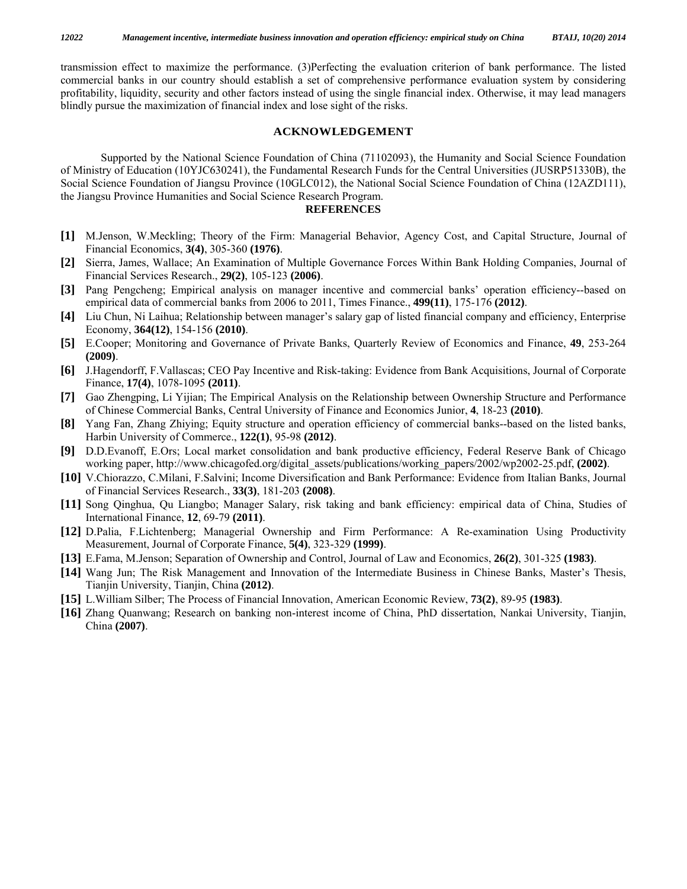transmission effect to maximize the performance. (3)Perfecting the evaluation criterion of bank performance. The listed commercial banks in our country should establish a set of comprehensive performance evaluation system by considering profitability, liquidity, security and other factors instead of using the single financial index. Otherwise, it may lead managers blindly pursue the maximization of financial index and lose sight of the risks.

## ACKNOWLEDGEMENT

Supported by the National Science Foundation of China (71102093), the Humanity and Social Science Foundation of Ministry of Education (10YJC630241), the Fundamental Research Funds for the Central Universities (JUSRP51330B), the Social Science Foundation of Jiangsu Province (10GLC012), the National Social Science Foundation of China (12AZD111), the Jiangsu Province Humanities and Social Science Research Program.

## REFERENCES

**[1]** M.Jenson, W.Meckling; Theory of the Firm: Managerial Behavior, Agency Cost, and Capital Structure, Journal of Financial Economics, **3(4)**, 305-360 **(1976)**.

**[2]** Sierra, James, Wallace; An Examination of Multiple Governance Forces Within Bank Holding Companies, Journal of Financial Services Research., **29(2)**, 105-123 **(2006)**.

**[3]** Pang Pengcheng; Empirical analysis on manager incentive and commercial banks' operation efficiency--based on empirical data of commercial banks from 2006 to 2011, Times Finance., **499(11)**, 175-176 **(2012)**.

**[4]** Liu Chun, Ni Laihua; Relationship between manager's salary gap of listed financial company and efficiency, Enterprise Economy, **364(12)**, 154-156 **(2010)**.

**[5]** E.Cooper; Monitoring and Governance of Private Banks, Quarterly Review of Economics and Finance, **49**, 253-264 **(2009)**.

**[6]** J.Hagendorff, F.Vallascas; CEO Pay Incentive and Risk-taking: Evidence from Bank Acquisitions, Journal of Corporate Finance, **17(4)**, 1078-1095 **(2011)**.

**[7]** Gao Zhengping, Li Yijian; The Empirical Analysis on the Relationship between Ownership Structure and Performance of Chinese Commercial Banks, Central University of Finance and Economics Junior, **4**, 18-23 **(2010)**.

**[8]** Yang Fan, Zhang Zhiying; Equity structure and operation efficiency of commercial banks--based on the listed banks, Harbin University of Commerce., **122(1)**, 95-98 **(2012)**.

**[9]** D.D.Evanoff, E.Ors; Local market consolidation and bank productive efficiency, Federal Reserve Bank of Chicago working paper, http://www.chicagofed.org/digital_assets/publications/working_papers/2002/wp2002-25.pdf, **(2002)**.

**[10]** V.Chiorazzo, C.Milani, F.Salvini; Income Diversification and Bank Performance: Evidence from Italian Banks, Journal of Financial Services Research., **33(3)**, 181-203 **(2008)**.

**[11]** Song Qinghua, Qu Liangbo; Manager Salary, risk taking and bank efficiency: empirical data of China, Studies of International Finance, **12**, 69-79 **(2011)**.

**[12]** D.Palia, F.Lichtenberg; Managerial Ownership and Firm Performance: A Re-examination Using Productivity Measurement, Journal of Corporate Finance, **5(4)**, 323-329 **(1999)**.

**[13]** E.Fama, M.Jenson; Separation of Ownership and Control, Journal of Law and Economics, **26(2)**, 301-325 **(1983)**.

**[14]** Wang Jun; The Risk Management and Innovation of the Intermediate Business in Chinese Banks, Master's Thesis, Tianjin University, Tianjin, China **(2012)**.

**[15]** L.William Silber; The Process of Financial Innovation, American Economic Review, **73(2)**, 89-95 **(1983)**.

**[16]** Zhang Quanwang; Research on banking non-interest income of China, PhD dissertation, Nankai University, Tianjin, China **(2007)**.